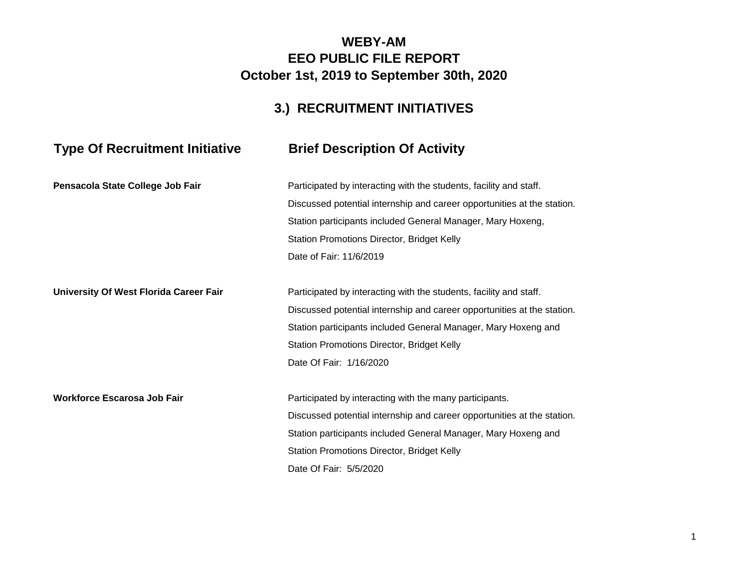# WEBY-AM
# EEO PUBLIC FILE REPORT
# October 1st, 2019 to September 30th, 2020

## 3.) RECRUITMENT INITIATIVES

| Type Of Recruitment Initiative | Brief Description Of Activity |
|---|---|
| **Pensacola State College Job Fair** | Participated by interacting with the students, facility and staff.<br>Discussed potential internship and career opportunities at the station.<br>Station participants included General Manager, Mary Hoxeng,<br>Station Promotions Director, Bridget Kelly<br>Date of Fair: 11/6/2019 |
| **University Of West Florida Career Fair** | Participated by interacting with the students, facility and staff.<br>Discussed potential internship and career opportunities at the station.<br>Station participants included General Manager, Mary Hoxeng and<br>Station Promotions Director, Bridget Kelly<br>Date Of Fair: 1/16/2020 |
| **Workforce Escarosa Job Fair** | Participated by interacting with the many participants.<br>Discussed potential internship and career opportunities at the station.<br>Station participants included General Manager, Mary Hoxeng and<br>Station Promotions Director, Bridget Kelly<br>Date Of Fair: 5/5/2020 |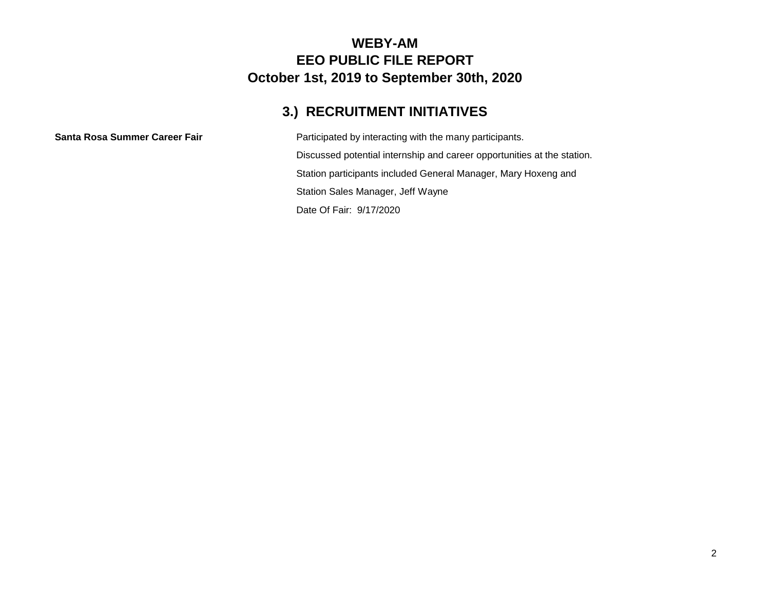# WEBY-AM
# EEO PUBLIC FILE REPORT
# October 1st, 2019 to September 30th, 2020

## 3.) RECRUITMENT INITIATIVES

**Santa Rosa Summer Career Fair**

Participated by interacting with the many participants.

Discussed potential internship and career opportunities at the station.

Station participants included General Manager, Mary Hoxeng and

Station Sales Manager, Jeff Wayne

Date Of Fair: 9/17/2020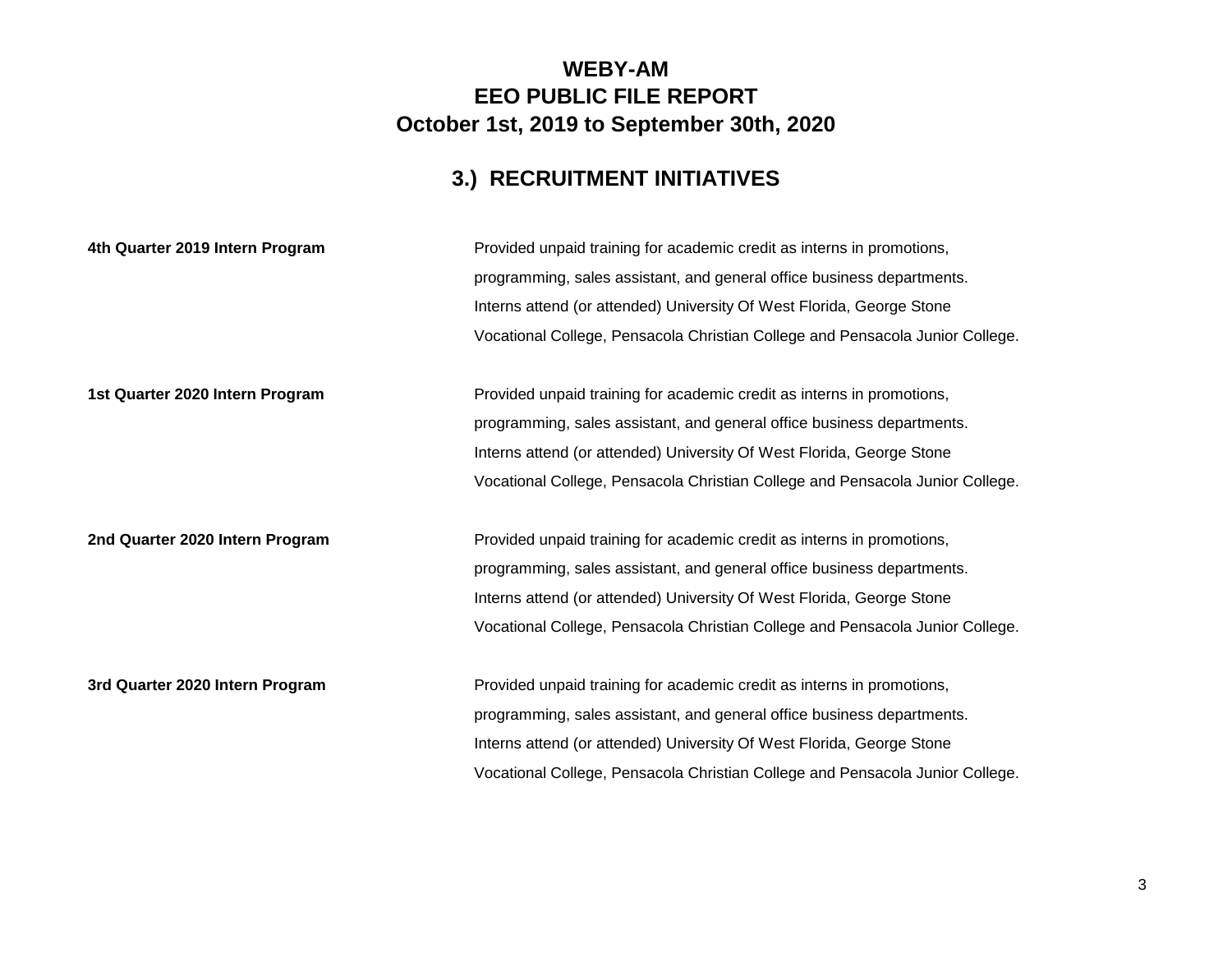# WEBY-AM
# EEO PUBLIC FILE REPORT
# October 1st, 2019 to September 30th, 2020

## 3.) RECRUITMENT INITIATIVES

| | |
|---|---|
| **4th Quarter 2019 Intern Program** | Provided unpaid training for academic credit as interns in promotions, programming, sales assistant, and general office business departments. Interns attend (or attended) University Of West Florida, George Stone Vocational College, Pensacola Christian College and Pensacola Junior College. |
| **1st Quarter 2020 Intern Program** | Provided unpaid training for academic credit as interns in promotions, programming, sales assistant, and general office business departments. Interns attend (or attended) University Of West Florida, George Stone Vocational College, Pensacola Christian College and Pensacola Junior College. |
| **2nd Quarter 2020 Intern Program** | Provided unpaid training for academic credit as interns in promotions, programming, sales assistant, and general office business departments. Interns attend (or attended) University Of West Florida, George Stone Vocational College, Pensacola Christian College and Pensacola Junior College. |
| **3rd Quarter 2020 Intern Program** | Provided unpaid training for academic credit as interns in promotions, programming, sales assistant, and general office business departments. Interns attend (or attended) University Of West Florida, George Stone Vocational College, Pensacola Christian College and Pensacola Junior College. |